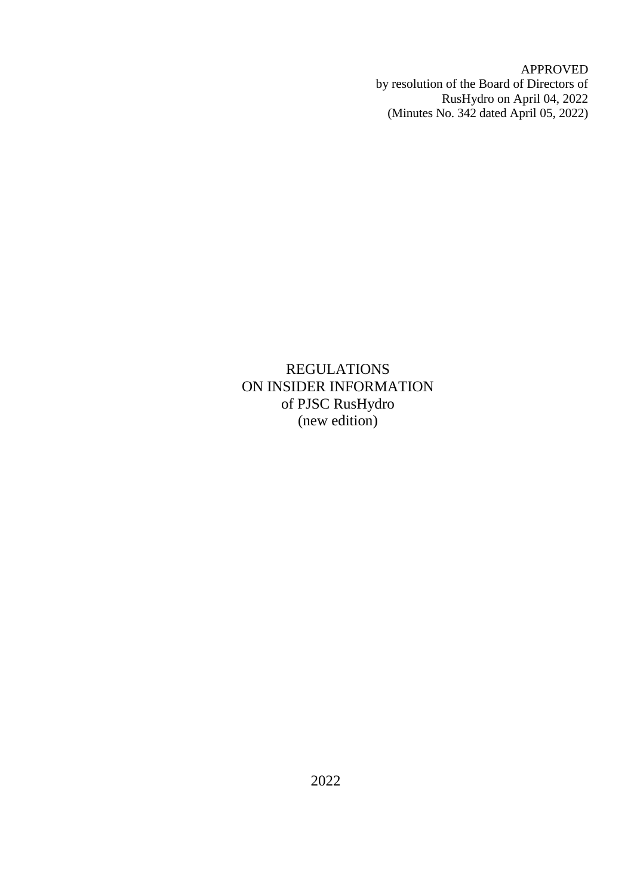APPROVED
by resolution of the Board of Directors of
RusHydro on April 04, 2022
(Minutes No. 342 dated April 05, 2022)

# REGULATIONS
# ON INSIDER INFORMATION
# of PJSC RusHydro
# (new edition)

2022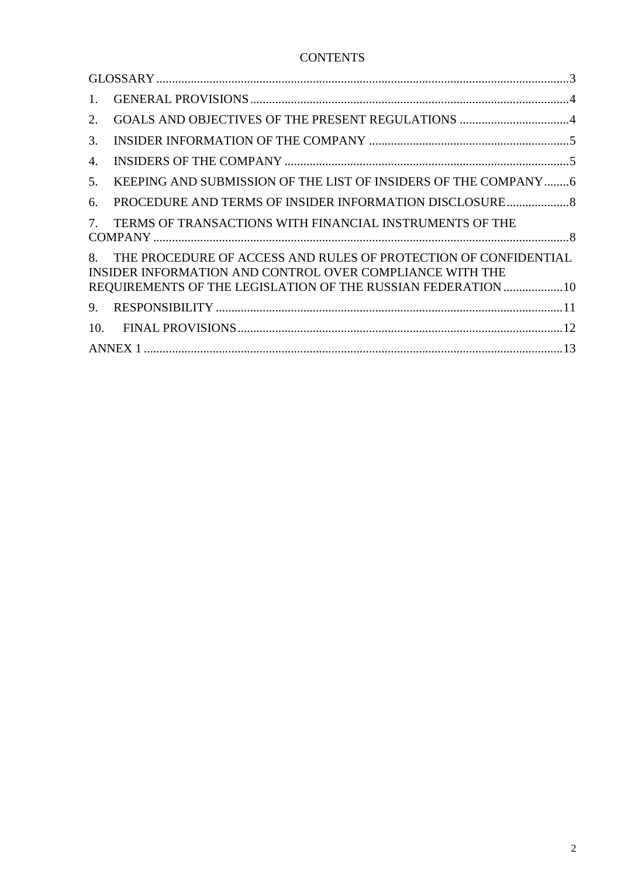# CONTENTS

GLOSSARY ..................................................................................................................................3

1. GENERAL PROVISIONS ......................................................................................................4

2. GOALS AND OBJECTIVES OF THE PRESENT REGULATIONS ...................................4

3. INSIDER INFORMATION OF THE COMPANY ................................................................5

4. INSIDERS OF THE COMPANY ...........................................................................................5

5. KEEPING AND SUBMISSION OF THE LIST OF INSIDERS OF THE COMPANY........6

6. PROCEDURE AND TERMS OF INSIDER INFORMATION DISCLOSURE....................8

7. TERMS OF TRANSACTIONS WITH FINANCIAL INSTRUMENTS OF THE COMPANY .....................................................................................................................................8

8. THE PROCEDURE OF ACCESS AND RULES OF PROTECTION OF CONFIDENTIAL INSIDER INFORMATION AND CONTROL OVER COMPLIANCE WITH THE REQUIREMENTS OF THE LEGISLATION OF THE RUSSIAN FEDERATION ...................10

9. RESPONSIBILITY ...............................................................................................................11

10. FINAL PROVISIONS.......................................................................................................12

ANNEX 1 ......................................................................................................................................13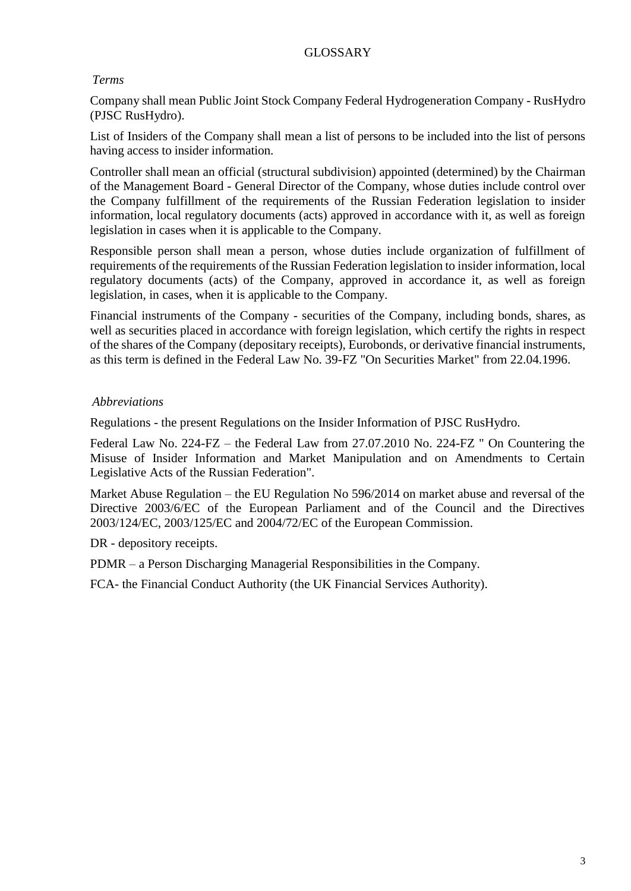# GLOSSARY

*Terms*

Company shall mean Public Joint Stock Company Federal Hydrogeneration Company - RusHydro (PJSC RusHydro).

List of Insiders of the Company shall mean a list of persons to be included into the list of persons having access to insider information.

Controller shall mean an official (structural subdivision) appointed (determined) by the Chairman of the Management Board - General Director of the Company, whose duties include control over the Company fulfillment of the requirements of the Russian Federation legislation to insider information, local regulatory documents (acts) approved in accordance with it, as well as foreign legislation in cases when it is applicable to the Company.

Responsible person shall mean a person, whose duties include organization of fulfillment of requirements of the requirements of the Russian Federation legislation to insider information, local regulatory documents (acts) of the Company, approved in accordance it, as well as foreign legislation, in cases, when it is applicable to the Company.

Financial instruments of the Company - securities of the Company, including bonds, shares, as well as securities placed in accordance with foreign legislation, which certify the rights in respect of the shares of the Company (depositary receipts), Eurobonds, or derivative financial instruments, as this term is defined in the Federal Law No. 39-FZ "On Securities Market" from 22.04.1996.

*Abbreviations*

Regulations - the present Regulations on the Insider Information of PJSC RusHydro.

Federal Law No. 224-FZ – the Federal Law from 27.07.2010 No. 224-FZ " On Countering the Misuse of Insider Information and Market Manipulation and on Amendments to Certain Legislative Acts of the Russian Federation".

Market Abuse Regulation – the EU Regulation No 596/2014 on market abuse and reversal of the Directive 2003/6/EC of the European Parliament and of the Council and the Directives 2003/124/EC, 2003/125/EC and 2004/72/EC of the European Commission.

DR - depository receipts.

PDMR – a Person Discharging Managerial Responsibilities in the Company.

FCA- the Financial Conduct Authority (the UK Financial Services Authority).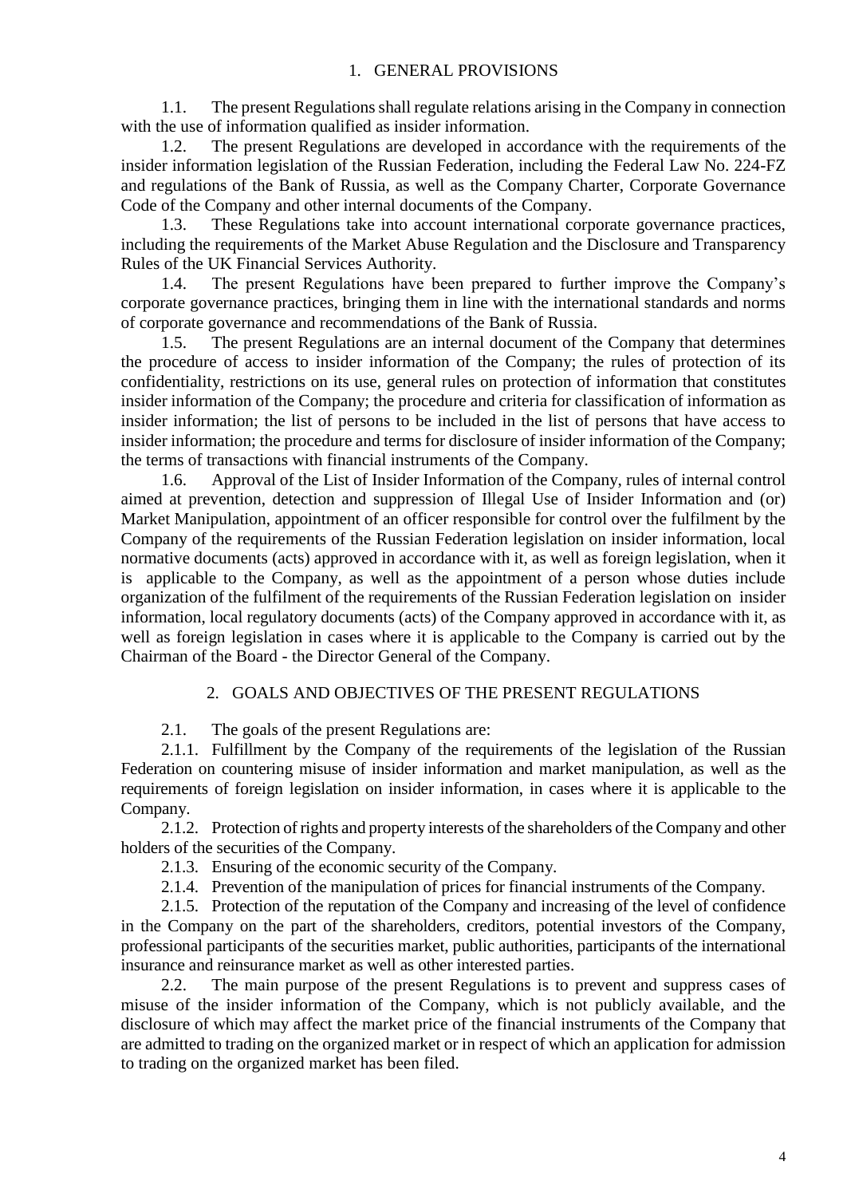## 1. GENERAL PROVISIONS

1.1. The present Regulations shall regulate relations arising in the Company in connection with the use of information qualified as insider information.

1.2. The present Regulations are developed in accordance with the requirements of the insider information legislation of the Russian Federation, including the Federal Law No. 224-FZ and regulations of the Bank of Russia, as well as the Company Charter, Corporate Governance Code of the Company and other internal documents of the Company.

1.3. These Regulations take into account international corporate governance practices, including the requirements of the Market Abuse Regulation and the Disclosure and Transparency Rules of the UK Financial Services Authority.

1.4. The present Regulations have been prepared to further improve the Company's corporate governance practices, bringing them in line with the international standards and norms of corporate governance and recommendations of the Bank of Russia.

1.5. The present Regulations are an internal document of the Company that determines the procedure of access to insider information of the Company; the rules of protection of its confidentiality, restrictions on its use, general rules on protection of information that constitutes insider information of the Company; the procedure and criteria for classification of information as insider information; the list of persons to be included in the list of persons that have access to insider information; the procedure and terms for disclosure of insider information of the Company; the terms of transactions with financial instruments of the Company.

1.6. Approval of the List of Insider Information of the Company, rules of internal control aimed at prevention, detection and suppression of Illegal Use of Insider Information and (or) Market Manipulation, appointment of an officer responsible for control over the fulfilment by the Company of the requirements of the Russian Federation legislation on insider information, local normative documents (acts) approved in accordance with it, as well as foreign legislation, when it is applicable to the Company, as well as the appointment of a person whose duties include organization of the fulfilment of the requirements of the Russian Federation legislation on insider information, local regulatory documents (acts) of the Company approved in accordance with it, as well as foreign legislation in cases where it is applicable to the Company is carried out by the Chairman of the Board - the Director General of the Company.

## 2. GOALS AND OBJECTIVES OF THE PRESENT REGULATIONS

2.1. The goals of the present Regulations are:

2.1.1. Fulfillment by the Company of the requirements of the legislation of the Russian Federation on countering misuse of insider information and market manipulation, as well as the requirements of foreign legislation on insider information, in cases where it is applicable to the Company.

2.1.2. Protection of rights and property interests of the shareholders of the Company and other holders of the securities of the Company.

2.1.3. Ensuring of the economic security of the Company.

2.1.4. Prevention of the manipulation of prices for financial instruments of the Company.

2.1.5. Protection of the reputation of the Company and increasing of the level of confidence in the Company on the part of the shareholders, creditors, potential investors of the Company, professional participants of the securities market, public authorities, participants of the international insurance and reinsurance market as well as other interested parties.

2.2. The main purpose of the present Regulations is to prevent and suppress cases of misuse of the insider information of the Company, which is not publicly available, and the disclosure of which may affect the market price of the financial instruments of the Company that are admitted to trading on the organized market or in respect of which an application for admission to trading on the organized market has been filed.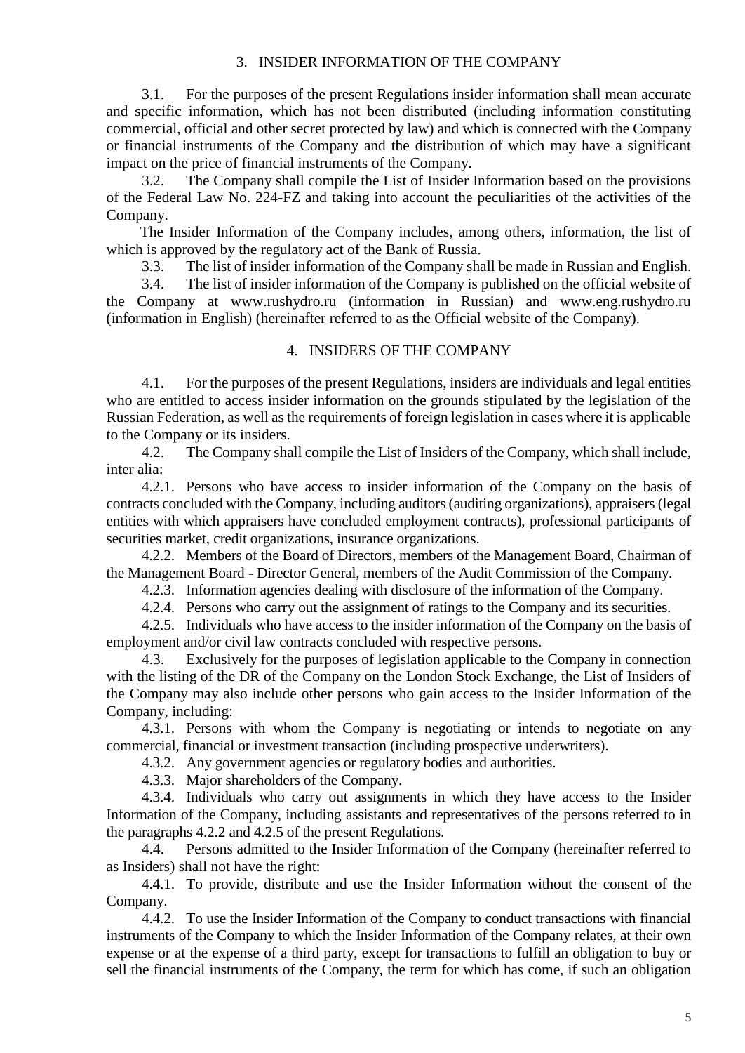## 3. INSIDER INFORMATION OF THE COMPANY

3.1. For the purposes of the present Regulations insider information shall mean accurate and specific information, which has not been distributed (including information constituting commercial, official and other secret protected by law) and which is connected with the Company or financial instruments of the Company and the distribution of which may have a significant impact on the price of financial instruments of the Company.

3.2. The Company shall compile the List of Insider Information based on the provisions of the Federal Law No. 224-FZ and taking into account the peculiarities of the activities of the Company.

The Insider Information of the Company includes, among others, information, the list of which is approved by the regulatory act of the Bank of Russia.

3.3. The list of insider information of the Company shall be made in Russian and English.

3.4. The list of insider information of the Company is published on the official website of the Company at www.rushydro.ru (information in Russian) and www.eng.rushydro.ru (information in English) (hereinafter referred to as the Official website of the Company).

## 4. INSIDERS OF THE COMPANY

4.1. For the purposes of the present Regulations, insiders are individuals and legal entities who are entitled to access insider information on the grounds stipulated by the legislation of the Russian Federation, as well as the requirements of foreign legislation in cases where it is applicable to the Company or its insiders.

4.2. The Company shall compile the List of Insiders of the Company, which shall include, inter alia:

4.2.1. Persons who have access to insider information of the Company on the basis of contracts concluded with the Company, including auditors (auditing organizations), appraisers (legal entities with which appraisers have concluded employment contracts), professional participants of securities market, credit organizations, insurance organizations.

4.2.2. Members of the Board of Directors, members of the Management Board, Chairman of the Management Board - Director General, members of the Audit Commission of the Company.

4.2.3. Information agencies dealing with disclosure of the information of the Company.

4.2.4. Persons who carry out the assignment of ratings to the Company and its securities.

4.2.5. Individuals who have access to the insider information of the Company on the basis of employment and/or civil law contracts concluded with respective persons.

4.3. Exclusively for the purposes of legislation applicable to the Company in connection with the listing of the DR of the Company on the London Stock Exchange, the List of Insiders of the Company may also include other persons who gain access to the Insider Information of the Company, including:

4.3.1. Persons with whom the Company is negotiating or intends to negotiate on any commercial, financial or investment transaction (including prospective underwriters).

4.3.2. Any government agencies or regulatory bodies and authorities.

4.3.3. Major shareholders of the Company.

4.3.4. Individuals who carry out assignments in which they have access to the Insider Information of the Company, including assistants and representatives of the persons referred to in the paragraphs 4.2.2 and 4.2.5 of the present Regulations.

4.4. Persons admitted to the Insider Information of the Company (hereinafter referred to as Insiders) shall not have the right:

4.4.1. To provide, distribute and use the Insider Information without the consent of the Company.

4.4.2. To use the Insider Information of the Company to conduct transactions with financial instruments of the Company to which the Insider Information of the Company relates, at their own expense or at the expense of a third party, except for transactions to fulfill an obligation to buy or sell the financial instruments of the Company, the term for which has come, if such an obligation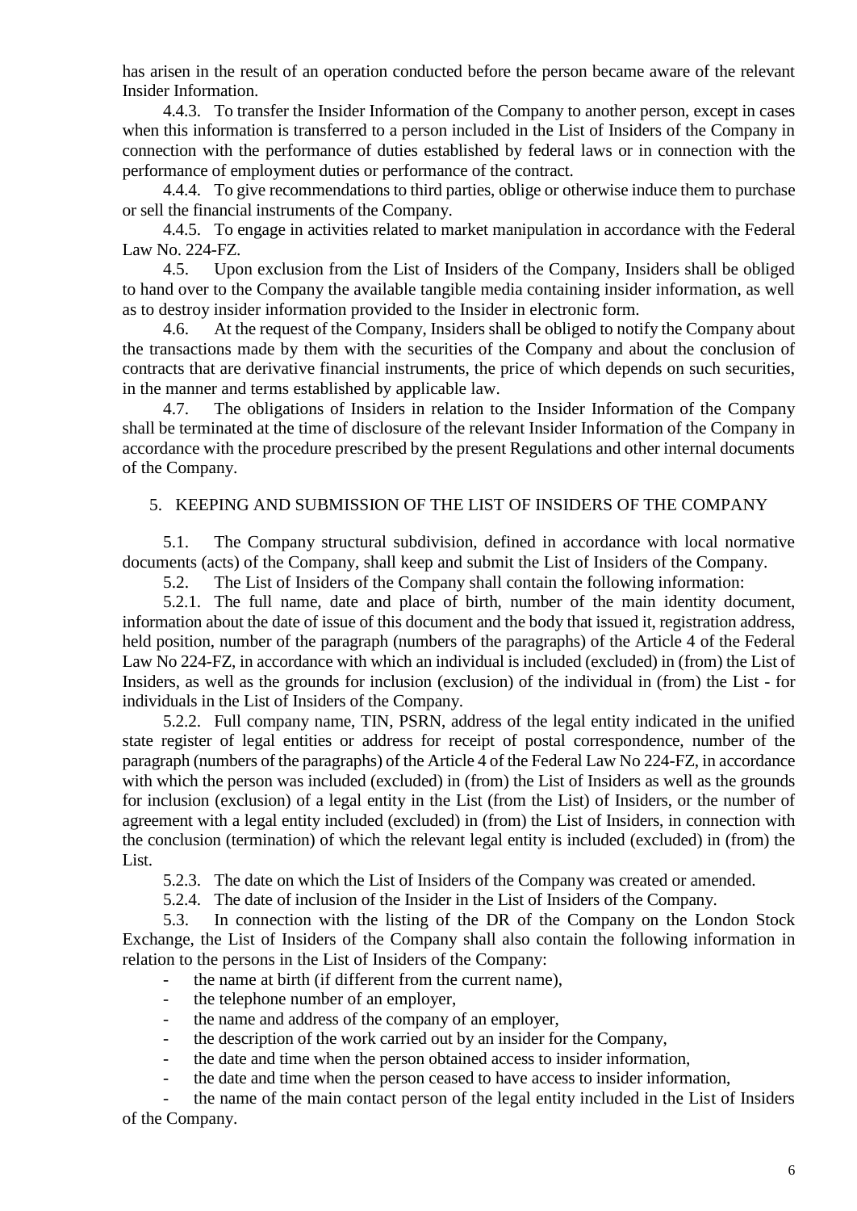has arisen in the result of an operation conducted before the person became aware of the relevant Insider Information.

4.4.3. To transfer the Insider Information of the Company to another person, except in cases when this information is transferred to a person included in the List of Insiders of the Company in connection with the performance of duties established by federal laws or in connection with the performance of employment duties or performance of the contract.

4.4.4. To give recommendations to third parties, oblige or otherwise induce them to purchase or sell the financial instruments of the Company.

4.4.5. To engage in activities related to market manipulation in accordance with the Federal Law No. 224-FZ.

4.5. Upon exclusion from the List of Insiders of the Company, Insiders shall be obliged to hand over to the Company the available tangible media containing insider information, as well as to destroy insider information provided to the Insider in electronic form.

4.6. At the request of the Company, Insiders shall be obliged to notify the Company about the transactions made by them with the securities of the Company and about the conclusion of contracts that are derivative financial instruments, the price of which depends on such securities, in the manner and terms established by applicable law.

4.7. The obligations of Insiders in relation to the Insider Information of the Company shall be terminated at the time of disclosure of the relevant Insider Information of the Company in accordance with the procedure prescribed by the present Regulations and other internal documents of the Company.

## 5. KEEPING AND SUBMISSION OF THE LIST OF INSIDERS OF THE COMPANY

5.1. The Company structural subdivision, defined in accordance with local normative documents (acts) of the Company, shall keep and submit the List of Insiders of the Company.

5.2. The List of Insiders of the Company shall contain the following information:

5.2.1. The full name, date and place of birth, number of the main identity document, information about the date of issue of this document and the body that issued it, registration address, held position, number of the paragraph (numbers of the paragraphs) of the Article 4 of the Federal Law No 224-FZ, in accordance with which an individual is included (excluded) in (from) the List of Insiders, as well as the grounds for inclusion (exclusion) of the individual in (from) the List - for individuals in the List of Insiders of the Company.

5.2.2. Full company name, TIN, PSRN, address of the legal entity indicated in the unified state register of legal entities or address for receipt of postal correspondence, number of the paragraph (numbers of the paragraphs) of the Article 4 of the Federal Law No 224-FZ, in accordance with which the person was included (excluded) in (from) the List of Insiders as well as the grounds for inclusion (exclusion) of a legal entity in the List (from the List) of Insiders, or the number of agreement with a legal entity included (excluded) in (from) the List of Insiders, in connection with the conclusion (termination) of which the relevant legal entity is included (excluded) in (from) the List.

5.2.3. The date on which the List of Insiders of the Company was created or amended.

5.2.4. The date of inclusion of the Insider in the List of Insiders of the Company.

5.3. In connection with the listing of the DR of the Company on the London Stock Exchange, the List of Insiders of the Company shall also contain the following information in relation to the persons in the List of Insiders of the Company:

- the name at birth (if different from the current name),
- the telephone number of an employer,
- the name and address of the company of an employer,
- the description of the work carried out by an insider for the Company,
- the date and time when the person obtained access to insider information,
- the date and time when the person ceased to have access to insider information,
- the name of the main contact person of the legal entity included in the List of Insiders of the Company.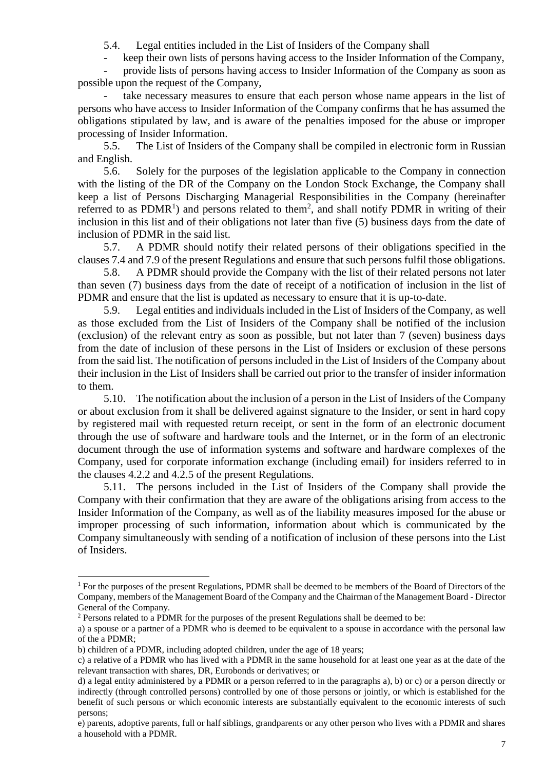5.4. Legal entities included in the List of Insiders of the Company shall

- keep their own lists of persons having access to the Insider Information of the Company,
- provide lists of persons having access to Insider Information of the Company as soon as possible upon the request of the Company,
- take necessary measures to ensure that each person whose name appears in the list of persons who have access to Insider Information of the Company confirms that he has assumed the obligations stipulated by law, and is aware of the penalties imposed for the abuse or improper processing of Insider Information.

5.5. The List of Insiders of the Company shall be compiled in electronic form in Russian and English.

5.6. Solely for the purposes of the legislation applicable to the Company in connection with the listing of the DR of the Company on the London Stock Exchange, the Company shall keep a list of Persons Discharging Managerial Responsibilities in the Company (hereinafter referred to as PDMR[1]) and persons related to them[2], and shall notify PDMR in writing of their inclusion in this list and of their obligations not later than five (5) business days from the date of inclusion of PDMR in the said list.

5.7. A PDMR should notify their related persons of their obligations specified in the clauses 7.4 and 7.9 of the present Regulations and ensure that such persons fulfil those obligations.

5.8. A PDMR should provide the Company with the list of their related persons not later than seven (7) business days from the date of receipt of a notification of inclusion in the list of PDMR and ensure that the list is updated as necessary to ensure that it is up-to-date.

5.9. Legal entities and individuals included in the List of Insiders of the Company, as well as those excluded from the List of Insiders of the Company shall be notified of the inclusion (exclusion) of the relevant entry as soon as possible, but not later than 7 (seven) business days from the date of inclusion of these persons in the List of Insiders or exclusion of these persons from the said list. The notification of persons included in the List of Insiders of the Company about their inclusion in the List of Insiders shall be carried out prior to the transfer of insider information to them.

5.10. The notification about the inclusion of a person in the List of Insiders of the Company or about exclusion from it shall be delivered against signature to the Insider, or sent in hard copy by registered mail with requested return receipt, or sent in the form of an electronic document through the use of software and hardware tools and the Internet, or in the form of an electronic document through the use of information systems and software and hardware complexes of the Company, used for corporate information exchange (including email) for insiders referred to in the clauses 4.2.2 and 4.2.5 of the present Regulations.

5.11. The persons included in the List of Insiders of the Company shall provide the Company with their confirmation that they are aware of the obligations arising from access to the Insider Information of the Company, as well as of the liability measures imposed for the abuse or improper processing of such information, information about which is communicated by the Company simultaneously with sending of a notification of inclusion of these persons into the List of Insiders.

---

[1] For the purposes of the present Regulations, PDMR shall be deemed to be members of the Board of Directors of the Company, members of the Management Board of the Company and the Chairman of the Management Board - Director General of the Company.

[2] Persons related to a PDMR for the purposes of the present Regulations shall be deemed to be:

a) a spouse or a partner of a PDMR who is deemed to be equivalent to a spouse in accordance with the personal law of the a PDMR;

b) children of a PDMR, including adopted children, under the age of 18 years;

c) a relative of a PDMR who has lived with a PDMR in the same household for at least one year as at the date of the relevant transaction with shares, DR, Eurobonds or derivatives; or

d) a legal entity administered by a PDMR or a person referred to in the paragraphs a), b) or c) or a person directly or indirectly (through controlled persons) controlled by one of those persons or jointly, or which is established for the benefit of such persons or which economic interests are substantially equivalent to the economic interests of such persons;

e) parents, adoptive parents, full or half siblings, grandparents or any other person who lives with a PDMR and shares a household with a PDMR.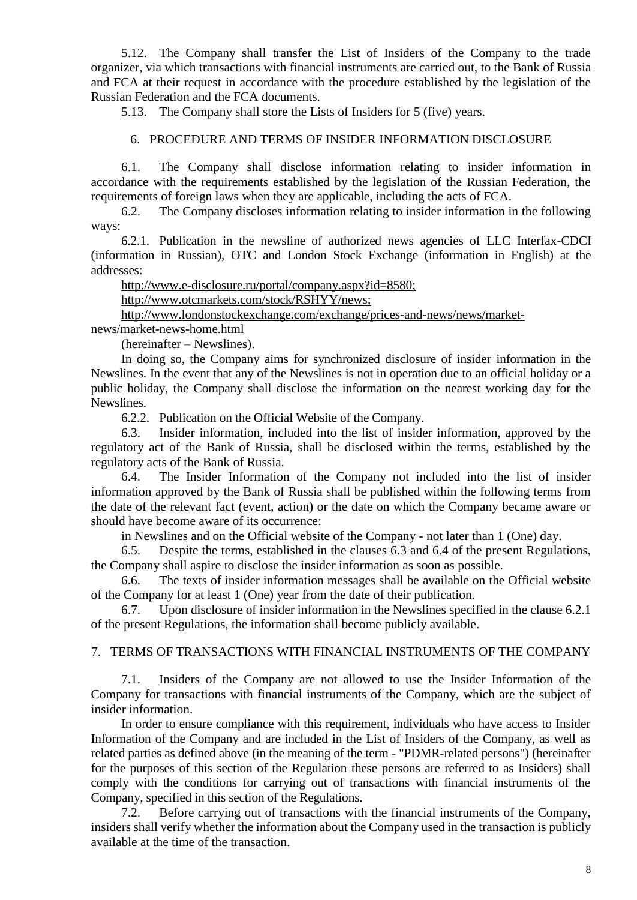5.12. The Company shall transfer the List of Insiders of the Company to the trade organizer, via which transactions with financial instruments are carried out, to the Bank of Russia and FCA at their request in accordance with the procedure established by the legislation of the Russian Federation and the FCA documents.

5.13. The Company shall store the Lists of Insiders for 5 (five) years.

## 6. PROCEDURE AND TERMS OF INSIDER INFORMATION DISCLOSURE

6.1. The Company shall disclose information relating to insider information in accordance with the requirements established by the legislation of the Russian Federation, the requirements of foreign laws when they are applicable, including the acts of FCA.

6.2. The Company discloses information relating to insider information in the following ways:

6.2.1. Publication in the newsline of authorized news agencies of LLC Interfax-CDCI (information in Russian), OTC and London Stock Exchange (information in English) at the addresses:

http://www.e-disclosure.ru/portal/company.aspx?id=8580;

http://www.otcmarkets.com/stock/RSHYY/news;

http://www.londonstockexchange.com/exchange/prices-and-news/news/market-news/market-news-home.html

(hereinafter – Newslines).

In doing so, the Company aims for synchronized disclosure of insider information in the Newslines. In the event that any of the Newslines is not in operation due to an official holiday or a public holiday, the Company shall disclose the information on the nearest working day for the Newslines.

6.2.2. Publication on the Official Website of the Company.

6.3. Insider information, included into the list of insider information, approved by the regulatory act of the Bank of Russia, shall be disclosed within the terms, established by the regulatory acts of the Bank of Russia.

6.4. The Insider Information of the Company not included into the list of insider information approved by the Bank of Russia shall be published within the following terms from the date of the relevant fact (event, action) or the date on which the Company became aware or should have become aware of its occurrence:

in Newslines and on the Official website of the Company - not later than 1 (One) day.

6.5. Despite the terms, established in the clauses 6.3 and 6.4 of the present Regulations, the Company shall aspire to disclose the insider information as soon as possible.

6.6. The texts of insider information messages shall be available on the Official website of the Company for at least 1 (One) year from the date of their publication.

6.7. Upon disclosure of insider information in the Newslines specified in the clause 6.2.1 of the present Regulations, the information shall become publicly available.

## 7. TERMS OF TRANSACTIONS WITH FINANCIAL INSTRUMENTS OF THE COMPANY

7.1. Insiders of the Company are not allowed to use the Insider Information of the Company for transactions with financial instruments of the Company, which are the subject of insider information.

In order to ensure compliance with this requirement, individuals who have access to Insider Information of the Company and are included in the List of Insiders of the Company, as well as related parties as defined above (in the meaning of the term - "PDMR-related persons") (hereinafter for the purposes of this section of the Regulation these persons are referred to as Insiders) shall comply with the conditions for carrying out of transactions with financial instruments of the Company, specified in this section of the Regulations.

7.2. Before carrying out of transactions with the financial instruments of the Company, insiders shall verify whether the information about the Company used in the transaction is publicly available at the time of the transaction.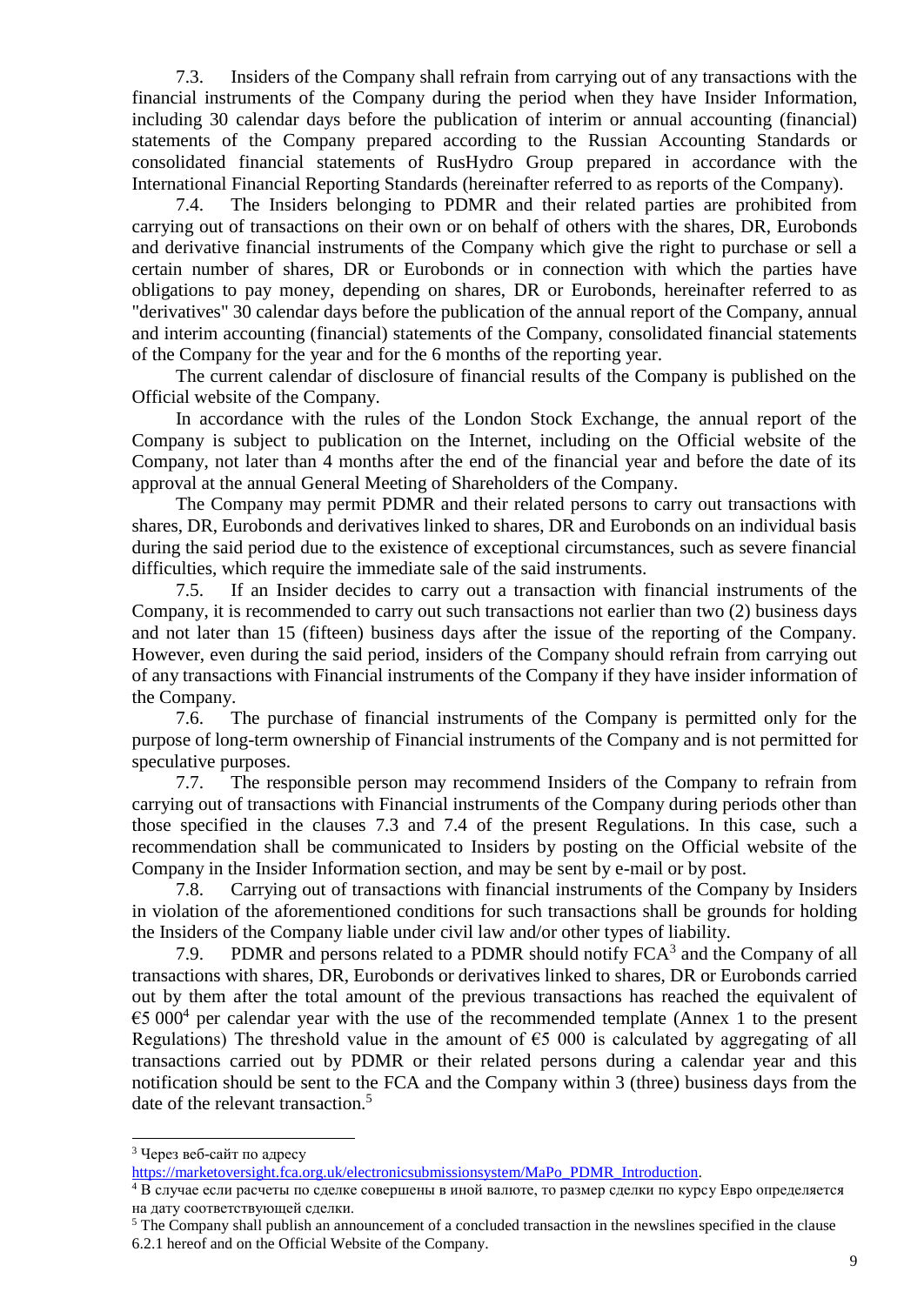7.3. Insiders of the Company shall refrain from carrying out of any transactions with the financial instruments of the Company during the period when they have Insider Information, including 30 calendar days before the publication of interim or annual accounting (financial) statements of the Company prepared according to the Russian Accounting Standards or consolidated financial statements of RusHydro Group prepared in accordance with the International Financial Reporting Standards (hereinafter referred to as reports of the Company).

7.4. The Insiders belonging to PDMR and their related parties are prohibited from carrying out of transactions on their own or on behalf of others with the shares, DR, Eurobonds and derivative financial instruments of the Company which give the right to purchase or sell a certain number of shares, DR or Eurobonds or in connection with which the parties have obligations to pay money, depending on shares, DR or Eurobonds, hereinafter referred to as "derivatives" 30 calendar days before the publication of the annual report of the Company, annual and interim accounting (financial) statements of the Company, consolidated financial statements of the Company for the year and for the 6 months of the reporting year.

The current calendar of disclosure of financial results of the Company is published on the Official website of the Company.

In accordance with the rules of the London Stock Exchange, the annual report of the Company is subject to publication on the Internet, including on the Official website of the Company, not later than 4 months after the end of the financial year and before the date of its approval at the annual General Meeting of Shareholders of the Company.

The Company may permit PDMR and their related persons to carry out transactions with shares, DR, Eurobonds and derivatives linked to shares, DR and Eurobonds on an individual basis during the said period due to the existence of exceptional circumstances, such as severe financial difficulties, which require the immediate sale of the said instruments.

7.5. If an Insider decides to carry out a transaction with financial instruments of the Company, it is recommended to carry out such transactions not earlier than two (2) business days and not later than 15 (fifteen) business days after the issue of the reporting of the Company. However, even during the said period, insiders of the Company should refrain from carrying out of any transactions with Financial instruments of the Company if they have insider information of the Company.

7.6. The purchase of financial instruments of the Company is permitted only for the purpose of long-term ownership of Financial instruments of the Company and is not permitted for speculative purposes.

7.7. The responsible person may recommend Insiders of the Company to refrain from carrying out of transactions with Financial instruments of the Company during periods other than those specified in the clauses 7.3 and 7.4 of the present Regulations. In this case, such a recommendation shall be communicated to Insiders by posting on the Official website of the Company in the Insider Information section, and may be sent by e-mail or by post.

7.8. Carrying out of transactions with financial instruments of the Company by Insiders in violation of the aforementioned conditions for such transactions shall be grounds for holding the Insiders of the Company liable under civil law and/or other types of liability.

7.9. PDMR and persons related to a PDMR should notify FCA[3] and the Company of all transactions with shares, DR, Eurobonds or derivatives linked to shares, DR or Eurobonds carried out by them after the total amount of the previous transactions has reached the equivalent of €5 000[4] per calendar year with the use of the recommended template (Annex 1 to the present Regulations) The threshold value in the amount of €5 000 is calculated by aggregating of all transactions carried out by PDMR or their related persons during a calendar year and this notification should be sent to the FCA and the Company within 3 (three) business days from the date of the relevant transaction.[5]

---

[3] Через веб-сайт по адресу https://marketoversight.fca.org.uk/electronicsubmissionsystem/MaPo_PDMR_Introduction.

[4] В случае если расчеты по сделке совершены в иной валюте, то размер сделки по курсу Евро определяется на дату соответствующей сделки.

[5] The Company shall publish an announcement of a concluded transaction in the newslines specified in the clause 6.2.1 hereof and on the Official Website of the Company.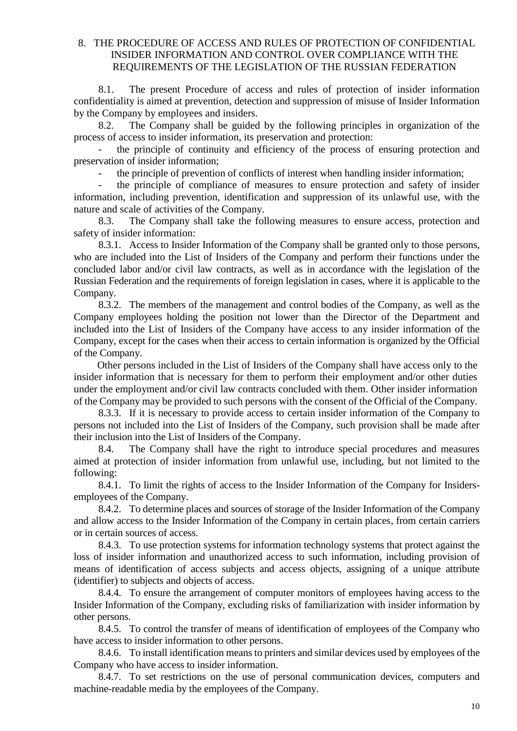## 8. THE PROCEDURE OF ACCESS AND RULES OF PROTECTION OF CONFIDENTIAL INSIDER INFORMATION AND CONTROL OVER COMPLIANCE WITH THE REQUIREMENTS OF THE LEGISLATION OF THE RUSSIAN FEDERATION

8.1. The present Procedure of access and rules of protection of insider information confidentiality is aimed at prevention, detection and suppression of misuse of Insider Information by the Company by employees and insiders.

8.2. The Company shall be guided by the following principles in organization of the process of access to insider information, its preservation and protection:

- the principle of continuity and efficiency of the process of ensuring protection and preservation of insider information;
- the principle of prevention of conflicts of interest when handling insider information;
- the principle of compliance of measures to ensure protection and safety of insider information, including prevention, identification and suppression of its unlawful use, with the nature and scale of activities of the Company.

8.3. The Company shall take the following measures to ensure access, protection and safety of insider information:

8.3.1. Access to Insider Information of the Company shall be granted only to those persons, who are included into the List of Insiders of the Company and perform their functions under the concluded labor and/or civil law contracts, as well as in accordance with the legislation of the Russian Federation and the requirements of foreign legislation in cases, where it is applicable to the Company.

8.3.2. The members of the management and control bodies of the Company, as well as the Company employees holding the position not lower than the Director of the Department and included into the List of Insiders of the Company have access to any insider information of the Company, except for the cases when their access to certain information is organized by the Official of the Company.

Other persons included in the List of Insiders of the Company shall have access only to the insider information that is necessary for them to perform their employment and/or other duties under the employment and/or civil law contracts concluded with them. Other insider information of the Company may be provided to such persons with the consent of the Official of the Company.

8.3.3. If it is necessary to provide access to certain insider information of the Company to persons not included into the List of Insiders of the Company, such provision shall be made after their inclusion into the List of Insiders of the Company.

8.4. The Company shall have the right to introduce special procedures and measures aimed at protection of insider information from unlawful use, including, but not limited to the following:

8.4.1. To limit the rights of access to the Insider Information of the Company for Insiders-employees of the Company.

8.4.2. To determine places and sources of storage of the Insider Information of the Company and allow access to the Insider Information of the Company in certain places, from certain carriers or in certain sources of access.

8.4.3. To use protection systems for information technology systems that protect against the loss of insider information and unauthorized access to such information, including provision of means of identification of access subjects and access objects, assigning of a unique attribute (identifier) to subjects and objects of access.

8.4.4. To ensure the arrangement of computer monitors of employees having access to the Insider Information of the Company, excluding risks of familiarization with insider information by other persons.

8.4.5. To control the transfer of means of identification of employees of the Company who have access to insider information to other persons.

8.4.6. To install identification means to printers and similar devices used by employees of the Company who have access to insider information.

8.4.7. To set restrictions on the use of personal communication devices, computers and machine-readable media by the employees of the Company.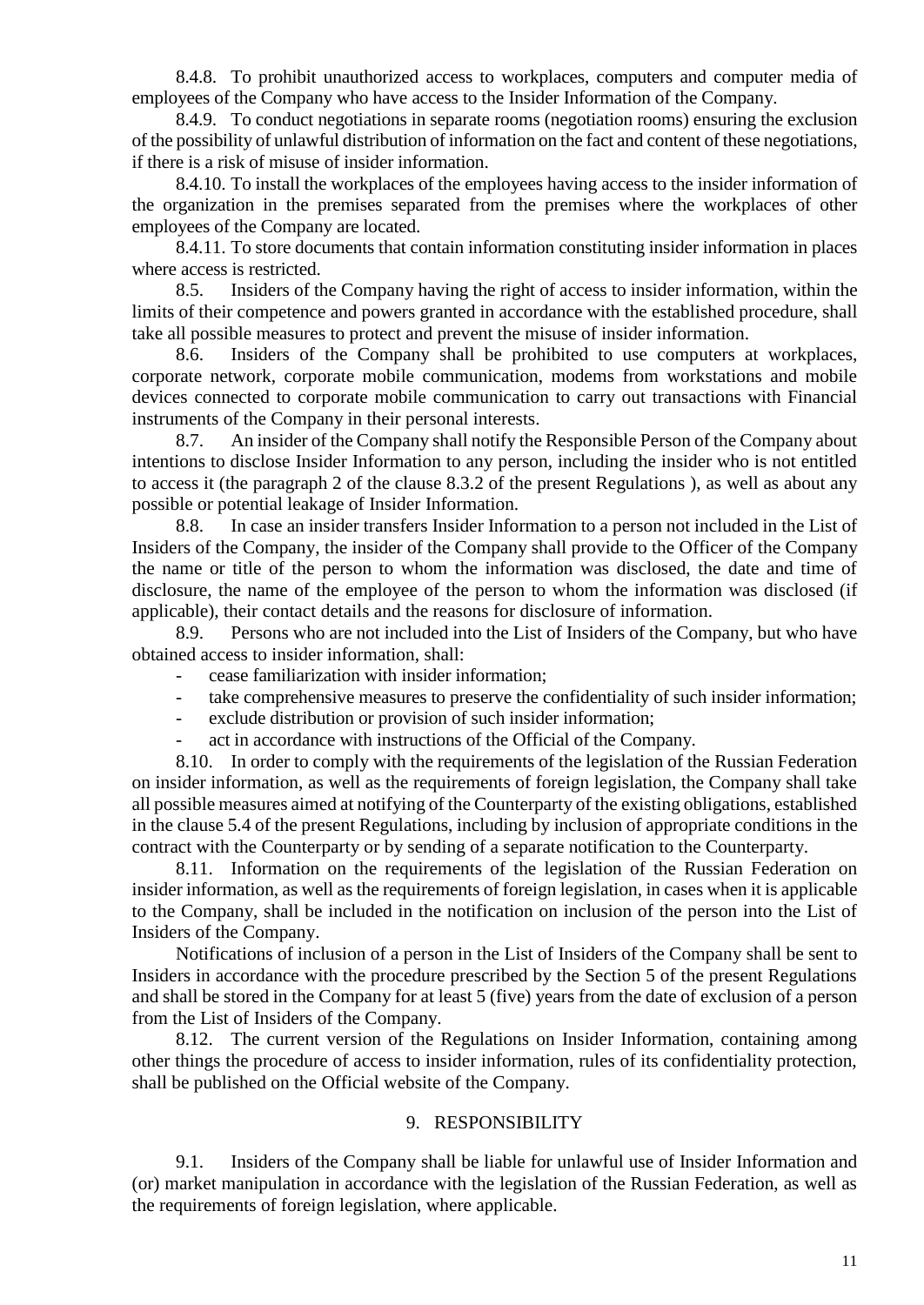8.4.8. To prohibit unauthorized access to workplaces, computers and computer media of employees of the Company who have access to the Insider Information of the Company.

8.4.9. To conduct negotiations in separate rooms (negotiation rooms) ensuring the exclusion of the possibility of unlawful distribution of information on the fact and content of these negotiations, if there is a risk of misuse of insider information.

8.4.10. To install the workplaces of the employees having access to the insider information of the organization in the premises separated from the premises where the workplaces of other employees of the Company are located.

8.4.11. To store documents that contain information constituting insider information in places where access is restricted.

8.5. Insiders of the Company having the right of access to insider information, within the limits of their competence and powers granted in accordance with the established procedure, shall take all possible measures to protect and prevent the misuse of insider information.

8.6. Insiders of the Company shall be prohibited to use computers at workplaces, corporate network, corporate mobile communication, modems from workstations and mobile devices connected to corporate mobile communication to carry out transactions with Financial instruments of the Company in their personal interests.

8.7. An insider of the Company shall notify the Responsible Person of the Company about intentions to disclose Insider Information to any person, including the insider who is not entitled to access it (the paragraph 2 of the clause 8.3.2 of the present Regulations ), as well as about any possible or potential leakage of Insider Information.

8.8. In case an insider transfers Insider Information to a person not included in the List of Insiders of the Company, the insider of the Company shall provide to the Officer of the Company the name or title of the person to whom the information was disclosed, the date and time of disclosure, the name of the employee of the person to whom the information was disclosed (if applicable), their contact details and the reasons for disclosure of information.

8.9. Persons who are not included into the List of Insiders of the Company, but who have obtained access to insider information, shall:

- cease familiarization with insider information;
- take comprehensive measures to preserve the confidentiality of such insider information;
- exclude distribution or provision of such insider information;
- act in accordance with instructions of the Official of the Company.

8.10. In order to comply with the requirements of the legislation of the Russian Federation on insider information, as well as the requirements of foreign legislation, the Company shall take all possible measures aimed at notifying of the Counterparty of the existing obligations, established in the clause 5.4 of the present Regulations, including by inclusion of appropriate conditions in the contract with the Counterparty or by sending of a separate notification to the Counterparty.

8.11. Information on the requirements of the legislation of the Russian Federation on insider information, as well as the requirements of foreign legislation, in cases when it is applicable to the Company, shall be included in the notification on inclusion of the person into the List of Insiders of the Company.

Notifications of inclusion of a person in the List of Insiders of the Company shall be sent to Insiders in accordance with the procedure prescribed by the Section 5 of the present Regulations and shall be stored in the Company for at least 5 (five) years from the date of exclusion of a person from the List of Insiders of the Company.

8.12. The current version of the Regulations on Insider Information, containing among other things the procedure of access to insider information, rules of its confidentiality protection, shall be published on the Official website of the Company.

## 9. RESPONSIBILITY

9.1. Insiders of the Company shall be liable for unlawful use of Insider Information and (or) market manipulation in accordance with the legislation of the Russian Federation, as well as the requirements of foreign legislation, where applicable.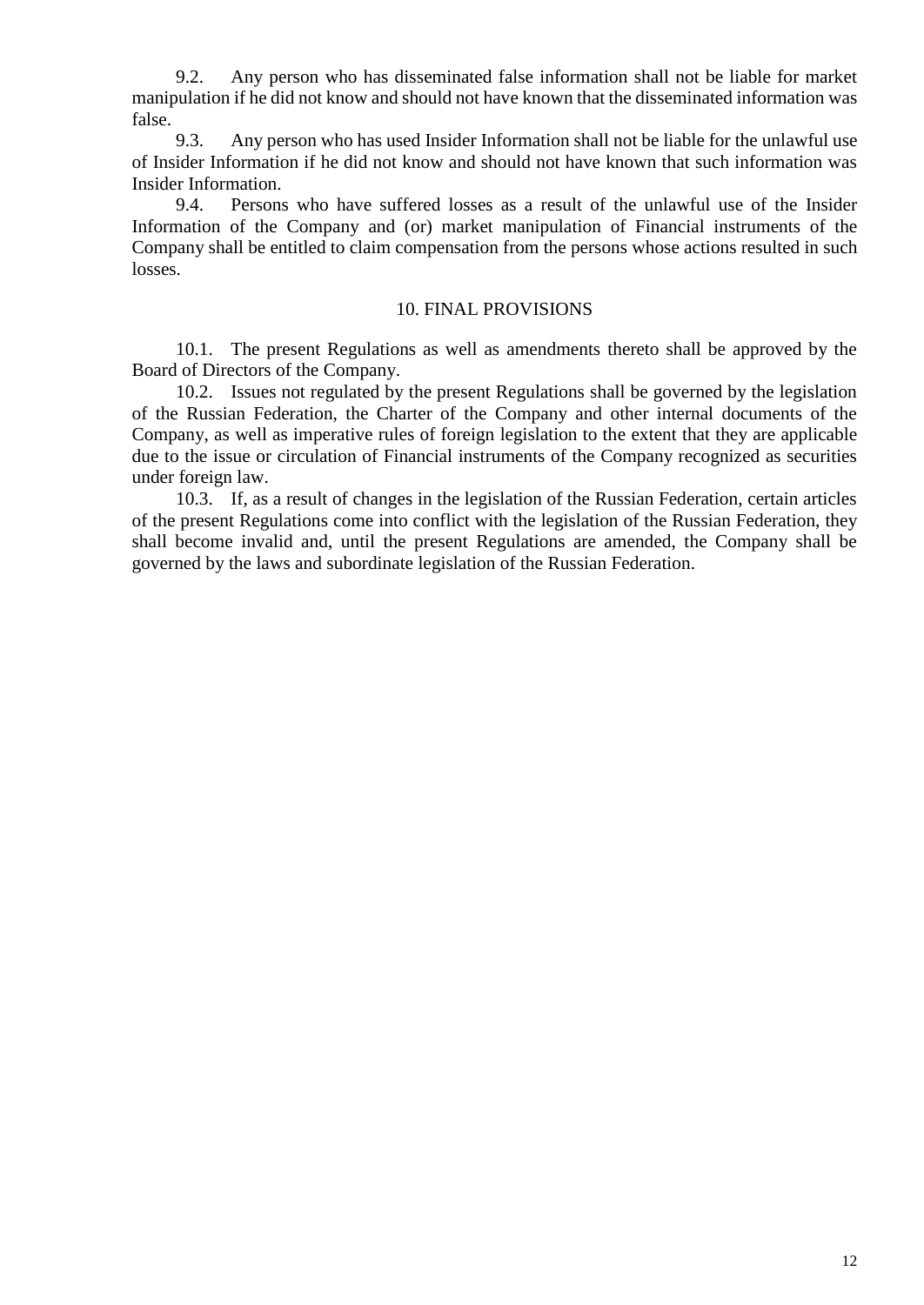9.2. Any person who has disseminated false information shall not be liable for market manipulation if he did not know and should not have known that the disseminated information was false.

9.3. Any person who has used Insider Information shall not be liable for the unlawful use of Insider Information if he did not know and should not have known that such information was Insider Information.

9.4. Persons who have suffered losses as a result of the unlawful use of the Insider Information of the Company and (or) market manipulation of Financial instruments of the Company shall be entitled to claim compensation from the persons whose actions resulted in such losses.

## 10. FINAL PROVISIONS

10.1. The present Regulations as well as amendments thereto shall be approved by the Board of Directors of the Company.

10.2. Issues not regulated by the present Regulations shall be governed by the legislation of the Russian Federation, the Charter of the Company and other internal documents of the Company, as well as imperative rules of foreign legislation to the extent that they are applicable due to the issue or circulation of Financial instruments of the Company recognized as securities under foreign law.

10.3. If, as a result of changes in the legislation of the Russian Federation, certain articles of the present Regulations come into conflict with the legislation of the Russian Federation, they shall become invalid and, until the present Regulations are amended, the Company shall be governed by the laws and subordinate legislation of the Russian Federation.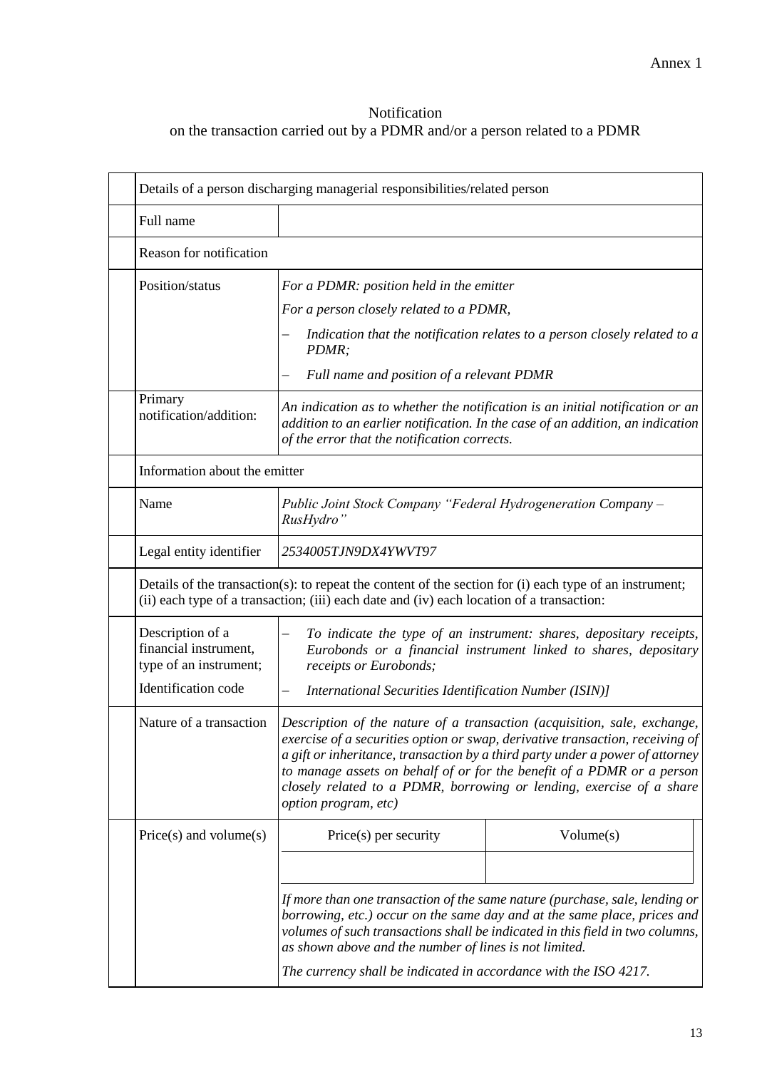Annex 1

Notification
on the transaction carried out by a PDMR and/or a person related to a PDMR

| | | |
|---|---|---|
| Details of a person discharging managerial responsibilities/related person | | |
| Full name | | |
| Reason for notification | | |
| Position/status | *For a PDMR: position held in the emitter*<br>*For a person closely related to a PDMR,*<br>– *Indication that the notification relates to a person closely related to a PDMR;*<br>– *Full name and position of a relevant PDMR* | |
| Primary notification/addition: | *An indication as to whether the notification is an initial notification or an addition to an earlier notification. In the case of an addition, an indication of the error that the notification corrects.* | |
| Information about the emitter | | |
| Name | *Public Joint Stock Company "Federal Hydrogeneration Company – RusHydro"* | |
| Legal entity identifier | *2534005TJN9DX4YWVT97* | |
| Details of the transaction(s): to repeat the content of the section for (i) each type of an instrument; (ii) each type of a transaction; (iii) each date and (iv) each location of a transaction: | | |
| Description of a financial instrument, type of an instrument;<br>Identification code | – *To indicate the type of an instrument: shares, depositary receipts, Eurobonds or a financial instrument linked to shares, depositary receipts or Eurobonds;*<br>– *International Securities Identification Number (ISIN)]* | |
| Nature of a transaction | *Description of the nature of a transaction (acquisition, sale, exchange, exercise of a securities option or swap, derivative transaction, receiving of a gift or inheritance, transaction by a third party under a power of attorney to manage assets on behalf of or for the benefit of a PDMR or a person closely related to a PDMR, borrowing or lending, exercise of a share option program, etc)* | |
| Price(s) and volume(s) | Price(s) per security | Volume(s) |
| | | |
| | *If more than one transaction of the same nature (purchase, sale, lending or borrowing, etc.) occur on the same day and at the same place, prices and volumes of such transactions shall be indicated in this field in two columns, as shown above and the number of lines is not limited.*<br>*The currency shall be indicated in accordance with the ISO 4217.* | |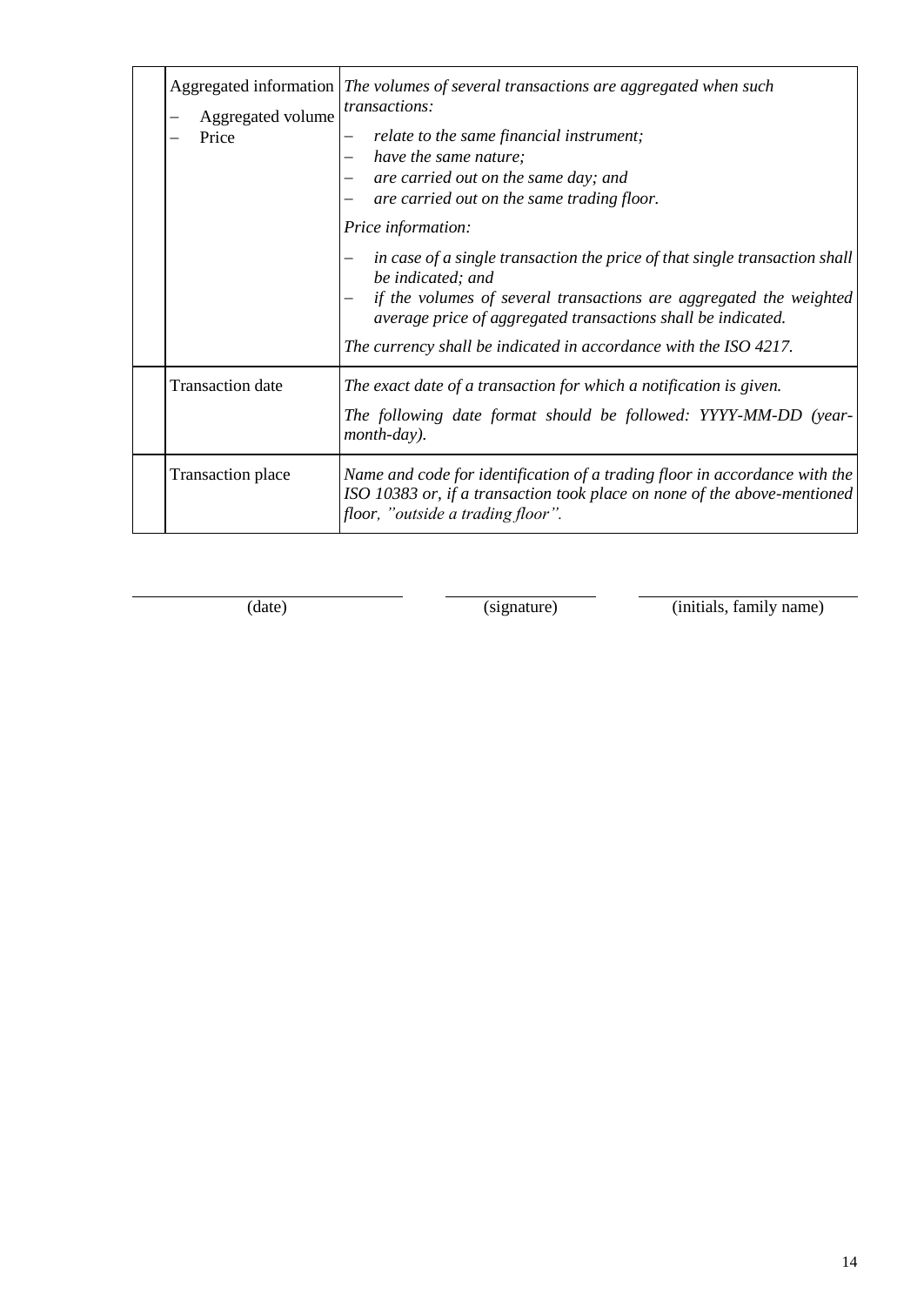| | | |
|---|---|---|
| | Aggregated information<br>– Aggregated volume<br>– Price | *The volumes of several transactions are aggregated when such transactions:*<br>– *relate to the same financial instrument;*<br>– *have the same nature;*<br>– *are carried out on the same day; and*<br>– *are carried out on the same trading floor.*<br>*Price information:*<br>– *in case of a single transaction the price of that single transaction shall be indicated; and*<br>– *if the volumes of several transactions are aggregated the weighted average price of aggregated transactions shall be indicated.*<br>*The currency shall be indicated in accordance with the ISO 4217.* |
| | Transaction date | *The exact date of a transaction for which a notification is given.*<br>*The following date format should be followed: YYYY-MM-DD (year-month-day).* |
| | Transaction place | *Name and code for identification of a trading floor in accordance with the ISO 10383 or, if a transaction took place on none of the above-mentioned floor, "outside a trading floor".* |

| | | |
|---|---|---|
| (date) | (signature) | (initials, family name) |